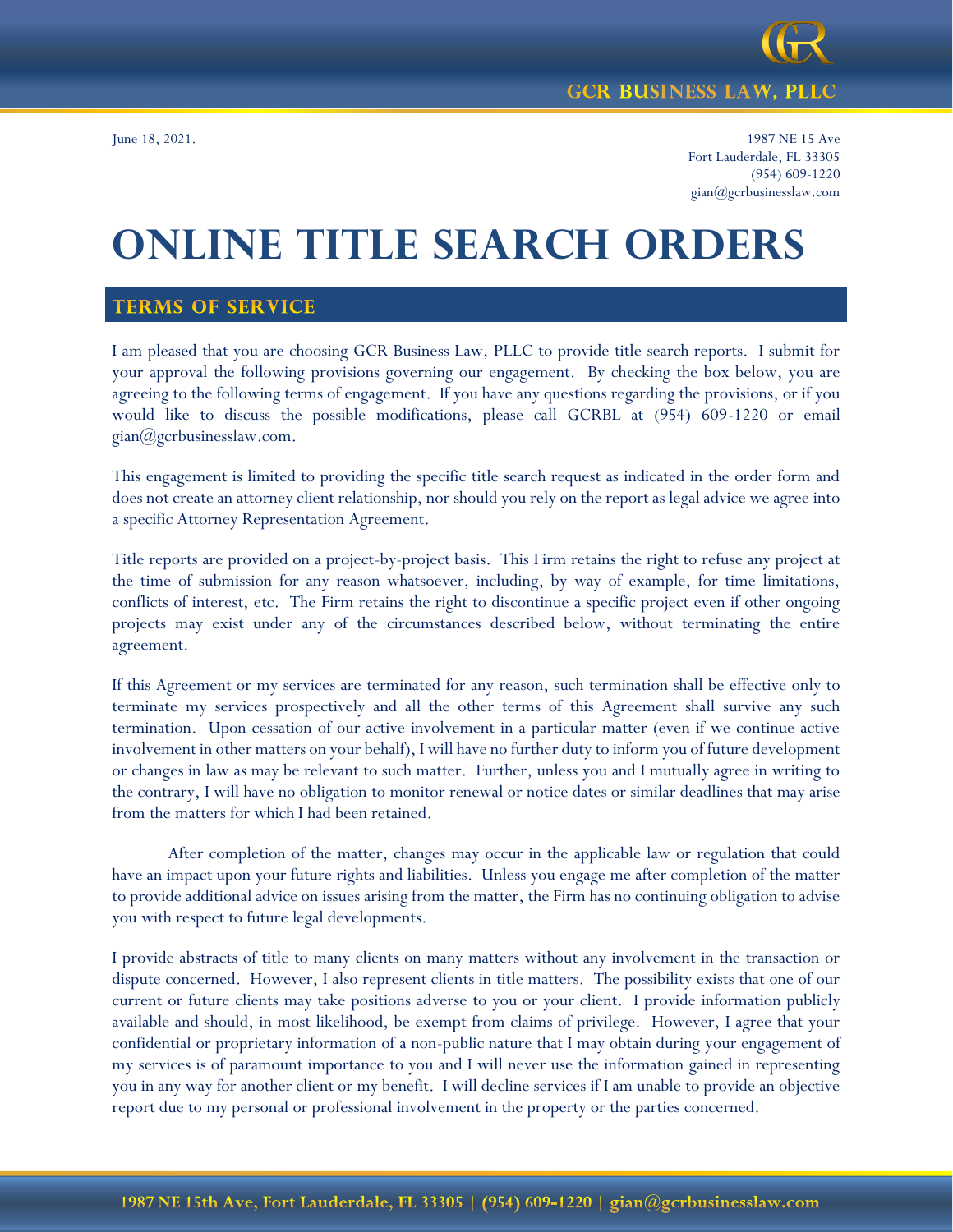GCR BUSINESS LAW, PLLC

June 18, 2021.

1987 NE 15 Ave
Fort Lauderdale, FL 33305
(954) 609-1220
gian@gcrbusinesslaw.com

# ONLINE TITLE SEARCH ORDERS

## TERMS OF SERVICE

I am pleased that you are choosing GCR Business Law, PLLC to provide title search reports. I submit for your approval the following provisions governing our engagement. By checking the box below, you are agreeing to the following terms of engagement. If you have any questions regarding the provisions, or if you would like to discuss the possible modifications, please call GCRBL at (954) 609-1220 or email gian@gcrbusinesslaw.com.

This engagement is limited to providing the specific title search request as indicated in the order form and does not create an attorney client relationship, nor should you rely on the report as legal advice we agree into a specific Attorney Representation Agreement.

Title reports are provided on a project-by-project basis. This Firm retains the right to refuse any project at the time of submission for any reason whatsoever, including, by way of example, for time limitations, conflicts of interest, etc. The Firm retains the right to discontinue a specific project even if other ongoing projects may exist under any of the circumstances described below, without terminating the entire agreement.

If this Agreement or my services are terminated for any reason, such termination shall be effective only to terminate my services prospectively and all the other terms of this Agreement shall survive any such termination. Upon cessation of our active involvement in a particular matter (even if we continue active involvement in other matters on your behalf), I will have no further duty to inform you of future development or changes in law as may be relevant to such matter. Further, unless you and I mutually agree in writing to the contrary, I will have no obligation to monitor renewal or notice dates or similar deadlines that may arise from the matters for which I had been retained.

After completion of the matter, changes may occur in the applicable law or regulation that could have an impact upon your future rights and liabilities. Unless you engage me after completion of the matter to provide additional advice on issues arising from the matter, the Firm has no continuing obligation to advise you with respect to future legal developments.

I provide abstracts of title to many clients on many matters without any involvement in the transaction or dispute concerned. However, I also represent clients in title matters. The possibility exists that one of our current or future clients may take positions adverse to you or your client. I provide information publicly available and should, in most likelihood, be exempt from claims of privilege. However, I agree that your confidential or proprietary information of a non-public nature that I may obtain during your engagement of my services is of paramount importance to you and I will never use the information gained in representing you in any way for another client or my benefit. I will decline services if I am unable to provide an objective report due to my personal or professional involvement in the property or the parties concerned.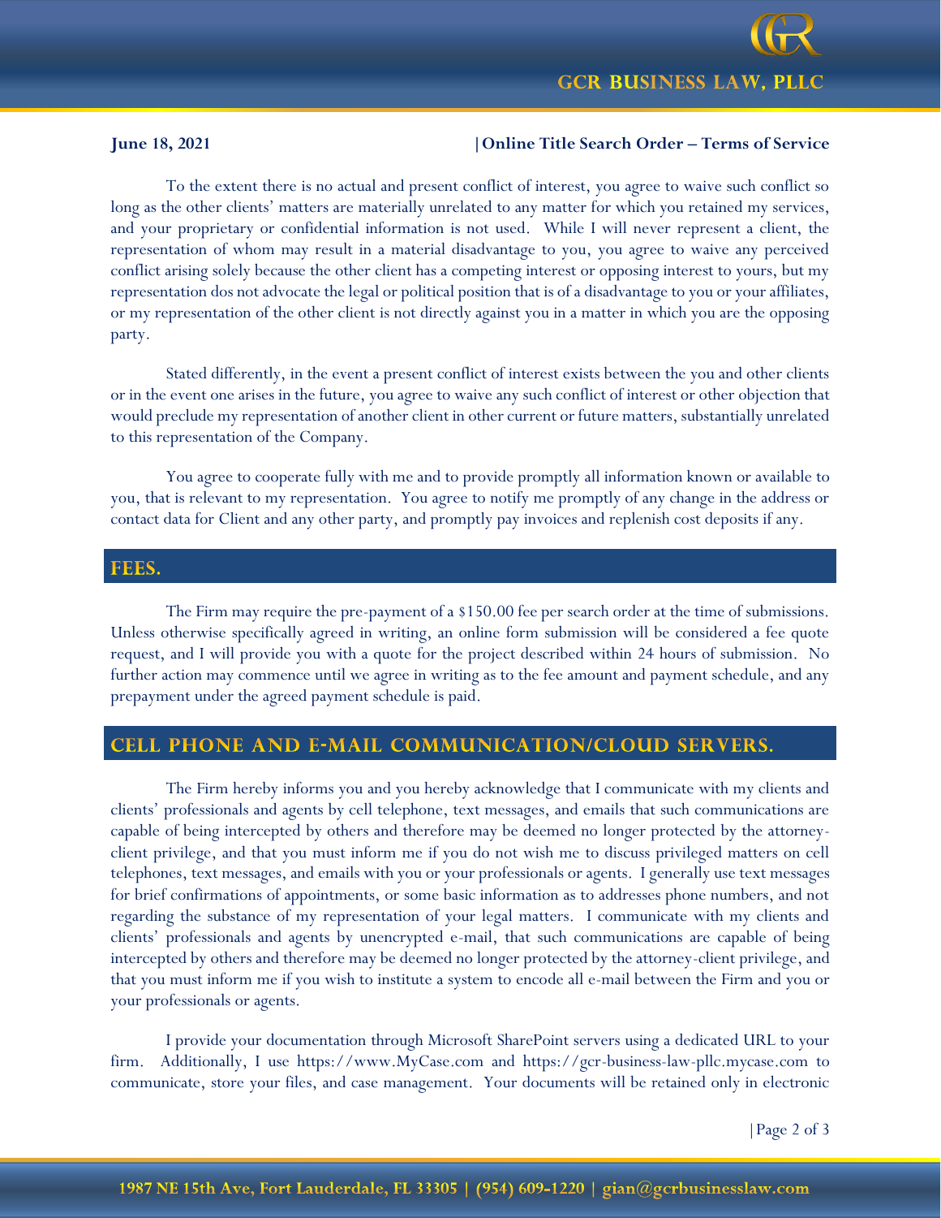To the extent there is no actual and present conflict of interest, you agree to waive such conflict so long as the other clients' matters are materially unrelated to any matter for which you retained my services, and your proprietary or confidential information is not used. While I will never represent a client, the representation of whom may result in a material disadvantage to you, you agree to waive any perceived conflict arising solely because the other client has a competing interest or opposing interest to yours, but my representation dos not advocate the legal or political position that is of a disadvantage to you or your affiliates, or my representation of the other client is not directly against you in a matter in which you are the opposing party.

Stated differently, in the event a present conflict of interest exists between the you and other clients or in the event one arises in the future, you agree to waive any such conflict of interest or other objection that would preclude my representation of another client in other current or future matters, substantially unrelated to this representation of the Company.

You agree to cooperate fully with me and to provide promptly all information known or available to you, that is relevant to my representation. You agree to notify me promptly of any change in the address or contact data for Client and any other party, and promptly pay invoices and replenish cost deposits if any.

## FEES.

The Firm may require the pre-payment of a $150.00 fee per search order at the time of submissions. Unless otherwise specifically agreed in writing, an online form submission will be considered a fee quote request, and I will provide you with a quote for the project described within 24 hours of submission. No further action may commence until we agree in writing as to the fee amount and payment schedule, and any prepayment under the agreed payment schedule is paid.

## CELL PHONE AND E-MAIL COMMUNICATION/CLOUD SERVERS.

The Firm hereby informs you and you hereby acknowledge that I communicate with my clients and clients' professionals and agents by cell telephone, text messages, and emails that such communications are capable of being intercepted by others and therefore may be deemed no longer protected by the attorney-client privilege, and that you must inform me if you do not wish me to discuss privileged matters on cell telephones, text messages, and emails with you or your professionals or agents. I generally use text messages for brief confirmations of appointments, or some basic information as to addresses phone numbers, and not regarding the substance of my representation of your legal matters. I communicate with my clients and clients' professionals and agents by unencrypted e-mail, that such communications are capable of being intercepted by others and therefore may be deemed no longer protected by the attorney-client privilege, and that you must inform me if you wish to institute a system to encode all e-mail between the Firm and you or your professionals or agents.

I provide your documentation through Microsoft SharePoint servers using a dedicated URL to your firm. Additionally, I use https://www.MyCase.com and https://gcr-business-law-pllc.mycase.com to communicate, store your files, and case management. Your documents will be retained only in electronic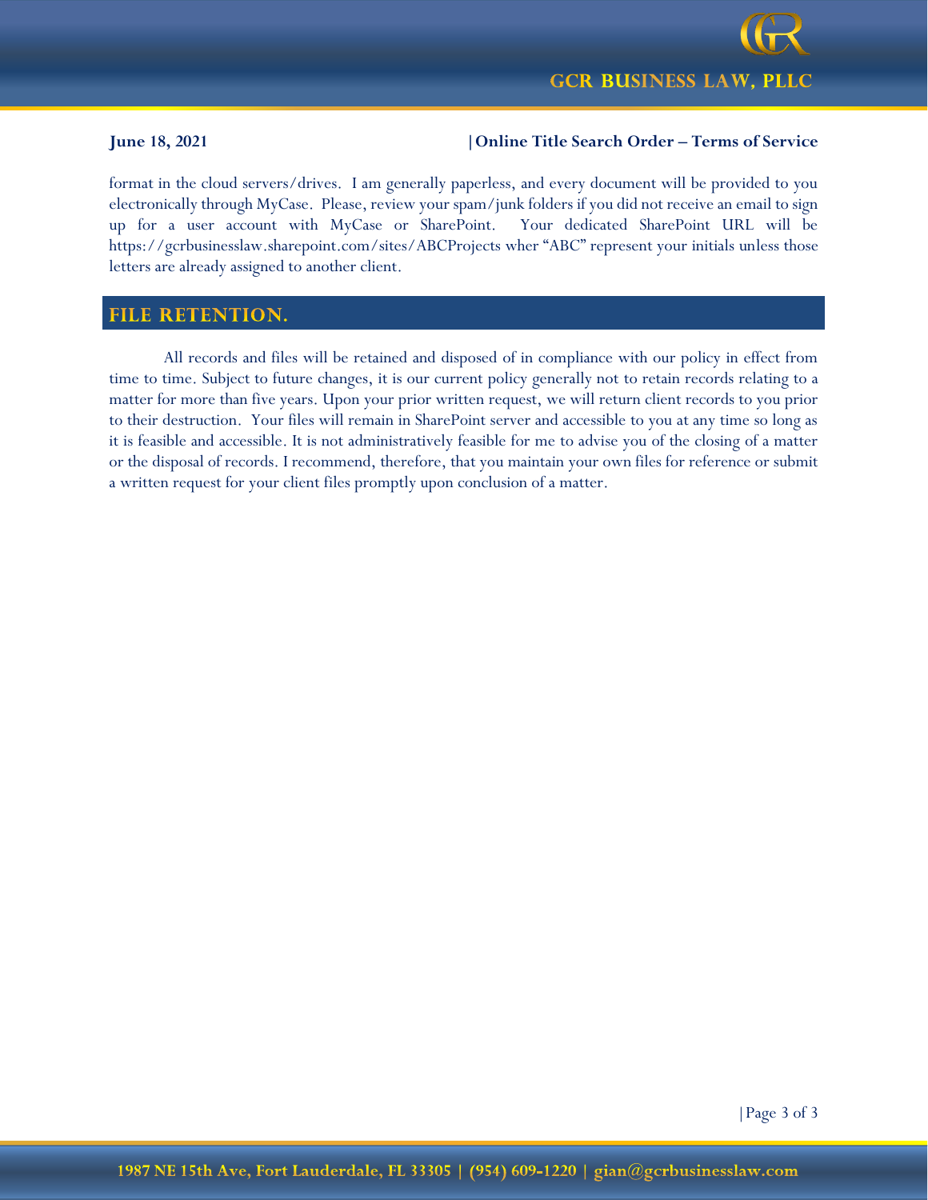format in the cloud servers/drives. I am generally paperless, and every document will be provided to you electronically through MyCase. Please, review your spam/junk folders if you did not receive an email to sign up for a user account with MyCase or SharePoint. Your dedicated SharePoint URL will be https://gcrbusinesslaw.sharepoint.com/sites/ABCProjects wher "ABC" represent your initials unless those letters are already assigned to another client.

## FILE RETENTION.

All records and files will be retained and disposed of in compliance with our policy in effect from time to time. Subject to future changes, it is our current policy generally not to retain records relating to a matter for more than five years. Upon your prior written request, we will return client records to you prior to their destruction. Your files will remain in SharePoint server and accessible to you at any time so long as it is feasible and accessible. It is not administratively feasible for me to advise you of the closing of a matter or the disposal of records. I recommend, therefore, that you maintain your own files for reference or submit a written request for your client files promptly upon conclusion of a matter.